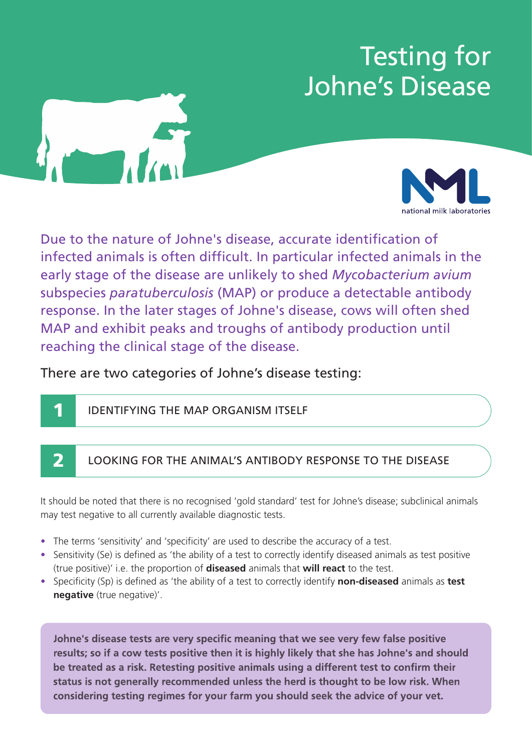# Testing for Johne's Disease

national milk laboratories

Due to the nature of Johne's disease, accurate identification of infected animals is often difficult. In particular infected animals in the early stage of the disease are unlikely to shed *Mycobacterium avium* subspecies *paratuberculosis* (MAP) or produce a detectable antibody response. In the later stages of Johne's disease, cows will often shed MAP and exhibit peaks and troughs of antibody production until reaching the clinical stage of the disease.

There are two categories of Johne's disease testing:

1. IDENTIFYING THE MAP ORGANISM ITSELF
2. LOOKING FOR THE ANIMAL'S ANTIBODY RESPONSE TO THE DISEASE

It should be noted that there is no recognised 'gold standard' test for Johne's disease; subclinical animals may test negative to all currently available diagnostic tests.

- The terms 'sensitivity' and 'specificity' are used to describe the accuracy of a test.
- Sensitivity (Se) is defined as 'the ability of a test to correctly identify diseased animals as test positive (true positive)' i.e. the proportion of **diseased** animals that **will react** to the test.
- Specificity (Sp) is defined as 'the ability of a test to correctly identify **non-diseased** animals as **test negative** (true negative)'.

**Johne's disease tests are very specific meaning that we see very few false positive results; so if a cow tests positive then it is highly likely that she has Johne's and should be treated as a risk. Retesting positive animals using a different test to confirm their status is not generally recommended unless the herd is thought to be low risk. When considering testing regimes for your farm you should seek the advice of your vet.**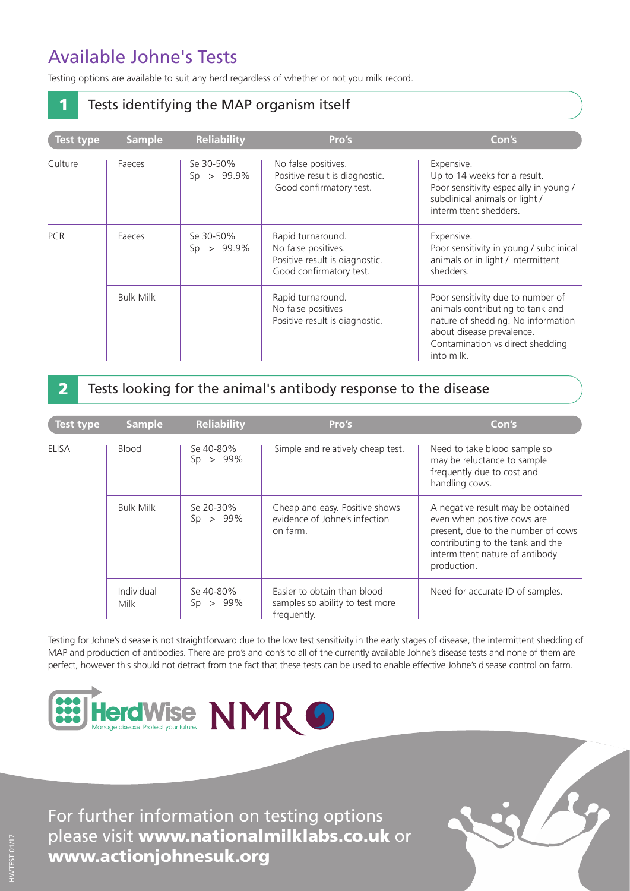# Available Johne's Tests

Testing options are available to suit any herd regardless of whether or not you milk record.

## 1 Tests identifying the MAP organism itself

| Test type | Sample | Reliability | Pro's | Con's |
|---|---|---|---|---|
| Culture | Faeces | Se 30-50%<br>Sp > 99.9% | No false positives.<br>Positive result is diagnostic.<br>Good confirmatory test. | Expensive.<br>Up to 14 weeks for a result.<br>Poor sensitivity especially in young / subclinical animals or light / intermittent shedders. |
| PCR | Faeces | Se 30-50%<br>Sp > 99.9% | Rapid turnaround.<br>No false positives.<br>Positive result is diagnostic.<br>Good confirmatory test. | Expensive.<br>Poor sensitivity in young / subclinical animals or in light / intermittent shedders. |
| | Bulk Milk | | Rapid turnaround.<br>No false positives<br>Positive result is diagnostic. | Poor sensitivity due to number of animals contributing to tank and nature of shedding. No information about disease prevalence.<br>Contamination vs direct shedding into milk. |

## 2 Tests looking for the animal's antibody response to the disease

| Test type | Sample | Reliability | Pro's | Con's |
|---|---|---|---|---|
| ELISA | Blood | Se 40-80%<br>Sp > 99% | Simple and relatively cheap test. | Need to take blood sample so may be reluctance to sample frequently due to cost and handling cows. |
| | Bulk Milk | Se 20-30%<br>Sp > 99% | Cheap and easy. Positive shows evidence of Johne's infection on farm. | A negative result may be obtained even when positive cows are present, due to the number of cows contributing to the tank and the intermittent nature of antibody production. |
| | Individual Milk | Se 40-80%<br>Sp > 99% | Easier to obtain than blood samples so ability to test more frequently. | Need for accurate ID of samples. |

Testing for Johne's disease is not straightforward due to the low test sensitivity in the early stages of disease, the intermittent shedding of MAP and production of antibodies. There are pro's and con's to all of the currently available Johne's disease tests and none of them are perfect, however this should not detract from the fact that these tests can be used to enable effective Johne's disease control on farm.

HerdWise Manage disease. Protect your future. NMR

For further information on testing options please visit **www.nationalmilklabs.co.uk** or **www.actionjohnesuk.org**

HWTEST 01/17